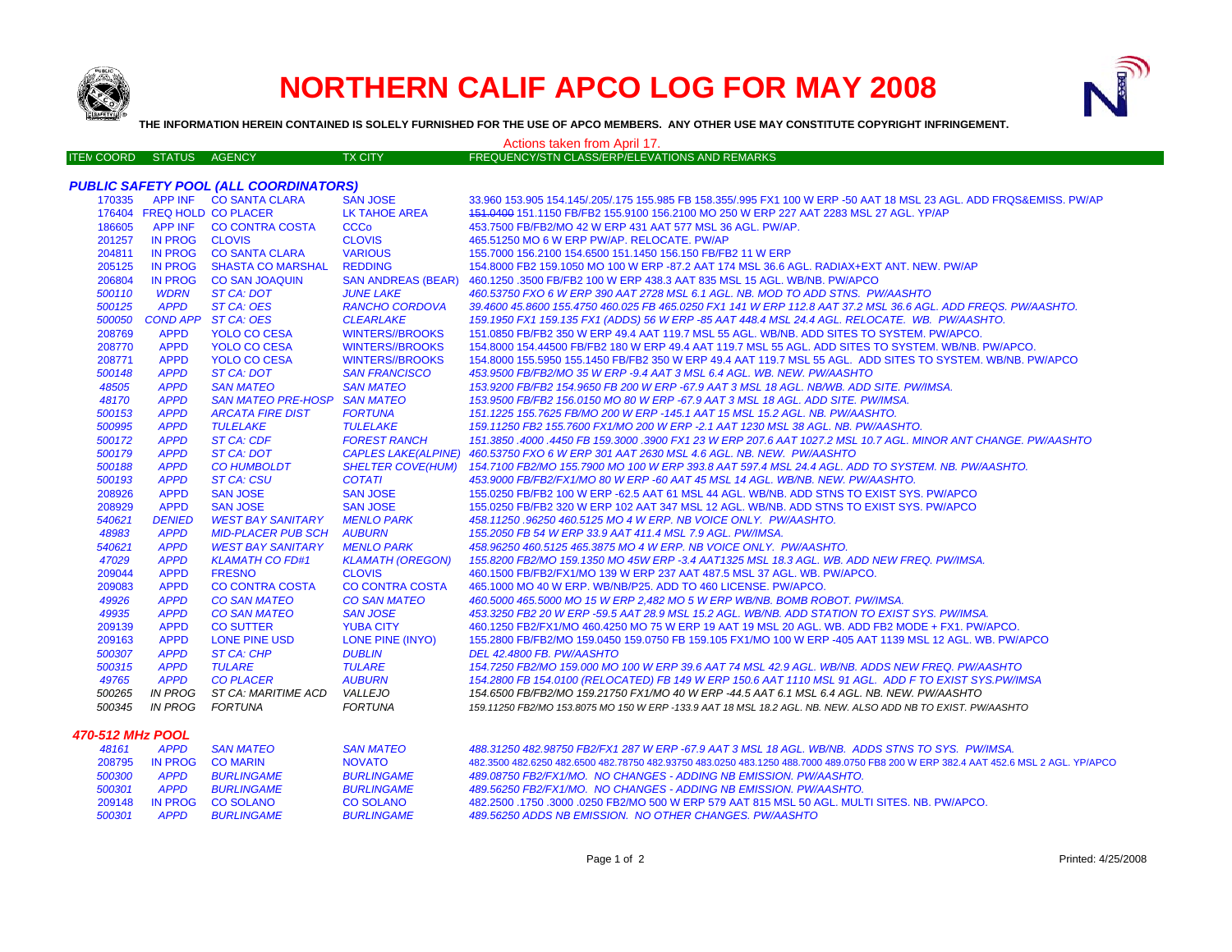# NORTHERN CALIF APCO LOG FOR MAY 2008

**THE INFORMATION HEREIN CONTAINED IS SOLELY FURNISHED FOR THE USE OF APCO MEMBERS. ANY OTHER USE MAY CONSTITUTE COPYRIGHT INFRINGEMENT.**

Actions taken from April 17.

| ITEM COORD | STATUS | AGENCY | TX CITY | FREQUENCY/STN CLASS/ERP/ELEVATIONS AND REMARKS |
|---|---|---|---|---|

### *PUBLIC SAFETY POOL (ALL COORDINATORS)*

| ITEM COORD | STATUS | AGENCY | TX CITY | FREQUENCY/STN CLASS/ERP/ELEVATIONS AND REMARKS |
|---|---|---|---|---|
| 170335 | APP INF | CO SANTA CLARA | SAN JOSE | 33.960 153.905 154.145/.205/.175 155.985 FB 158.355/.995 FX1 100 W ERP -50 AAT 18 MSL 23 AGL. ADD FRQS&EMISS. PW/AP |
| 176404 | FREQ HOLD | CO PLACER | LK TAHOE AREA | ~~151.0400~~ 151.1150 FB/FB2 155.9100 156.2100 MO 250 W ERP 227 AAT 2283 MSL 27 AGL. YP/AP |
| 186605 | APP INF | CO CONTRA COSTA | CCCo | 453.7500 FB/FB2/MO 42 W ERP 431 AAT 577 MSL 36 AGL. PW/AP. |
| 201257 | IN PROG | CLOVIS | CLOVIS | 465.51250 MO 6 W ERP PW/AP. RELOCATE. PW/AP |
| 204811 | IN PROG | CO SANTA CLARA | VARIOUS | 155.7000 156.2100 154.6500 151.1450 156.150 FB/FB2 11 W ERP |
| 205125 | IN PROG | SHASTA CO MARSHAL | REDDING | 154.8000 FB2 159.1050 MO 100 W ERP -87.2 AAT 174 MSL 36.6 AGL. RADIAX+EXT ANT. NEW. PW/AP |
| 206804 | IN PROG | CO SAN JOAQUIN | SAN ANDREAS (BEAR) | 460.1250 .3500 FB/FB2 100 W ERP 438.3 AAT 835 MSL 15 AGL. WB/NB. PW/APCO |
| *500110* | *WDRN* | *ST CA: DOT* | *JUNE LAKE* | *460.53750 FXO 6 W ERP 390 AAT 2728 MSL 6.1 AGL. NB. MOD TO ADD STNS. PW/AASHTO* |
| *500125* | *APPD* | *ST CA: OES* | *RANCHO CORDOVA* | *39.4600 45.8600 155.4750 460.025 FB 465.0250 FX1 141 W ERP 112.8 AAT 37.2 MSL 36.6 AGL. ADD FREQS. PW/AASHTO.* |
| *500050* | *COND APP* | *ST CA: OES* | *CLEARLAKE* | *159.1950 FX1 159.135 FX1 (ADDS) 56 W ERP -85 AAT 448.4 MSL 24.4 AGL. RELOCATE. WB. PW/AASHTO.* |
| 208769 | APPD | YOLO CO CESA | WINTERS//BROOKS | 151.0850 FB/FB2 350 W ERP 49.4 AAT 119.7 MSL 55 AGL. WB/NB. ADD SITES TO SYSTEM. PW/APCO. |
| 208770 | APPD | YOLO CO CESA | WINTERS//BROOKS | 154.8000 154.44500 FB/FB2 180 W ERP 49.4 AAT 119.7 MSL 55 AGL. ADD SITES TO SYSTEM. WB/NB. PW/APCO. |
| 208771 | APPD | YOLO CO CESA | WINTERS//BROOKS | 154.8000 155.5950 155.1450 FB/FB2 350 W ERP 49.4 AAT 119.7 MSL 55 AGL. ADD SITES TO SYSTEM. WB/NB. PW/APCO |
| *500148* | *APPD* | *ST CA: DOT* | *SAN FRANCISCO* | *453.9500 FB/FB2/MO 35 W ERP -9.4 AAT 3 MSL 6.4 AGL. WB. NEW. PW/AASHTO* |
| *48505* | *APPD* | *SAN MATEO* | *SAN MATEO* | *153.9200 FB/FB2 154.9650 FB 200 W ERP -67.9 AAT 3 MSL 18 AGL. NB/WB. ADD SITE. PW/IMSA.* |
| *48170* | *APPD* | *SAN MATEO PRE-HOSP* | *SAN MATEO* | *153.9500 FB/FB2 156.0150 MO 80 W ERP -67.9 AAT 3 MSL 18 AGL. ADD SITE. PW/IMSA.* |
| *500153* | *APPD* | *ARCATA FIRE DIST* | *FORTUNA* | *151.1225 155.7625 FB/MO 200 W ERP -145.1 AAT 15 MSL 15.2 AGL. NB. PW/AASHTO.* |
| *500995* | *APPD* | *TULELAKE* | *TULELAKE* | *159.11250 FB2 155.7600 FX1/MO 200 W ERP -2.1 AAT 1230 MSL 38 AGL. NB. PW/AASHTO.* |
| *500172* | *APPD* | *ST CA: CDF* | *FOREST RANCH* | *151.3850 .4000 .4450 FB 159.3000 .3900 FX1 23 W ERP 207.6 AAT 1027.2 MSL 10.7 AGL. MINOR ANT CHANGE. PW/AASHTO* |
| *500179* | *APPD* | *ST CA: DOT* | *CAPLES LAKE(ALPINE)* | *460.53750 FXO 6 W ERP 301 AAT 2630 MSL 4.6 AGL. NB. NEW. PW/AASHTO* |
| *500188* | *APPD* | *CO HUMBOLDT* | *SHELTER COVE(HUM)* | *154.7100 FB2/MO 155.7900 MO 100 W ERP 393.8 AAT 597.4 MSL 24.4 AGL. ADD TO SYSTEM. NB. PW/AASHTO.* |
| *500193* | *APPD* | *ST CA: CSU* | *COTATI* | *453.9000 FB/FB2/FX1/MO 80 W ERP -60 AAT 45 MSL 14 AGL. WB/NB. NEW. PW/AASHTO.* |
| 208926 | APPD | SAN JOSE | SAN JOSE | 155.0250 FB/FB2 100 W ERP -62.5 AAT 61 MSL 44 AGL. WB/NB. ADD STNS TO EXIST SYS. PW/APCO |
| 208929 | APPD | SAN JOSE | SAN JOSE | 155.0250 FB/FB2 320 W ERP 102 AAT 347 MSL 12 AGL. WB/NB. ADD STNS TO EXIST SYS. PW/APCO |
| *540621* | *DENIED* | *WEST BAY SANITARY* | *MENLO PARK* | *458.11250 .96250 460.5125 MO 4 W ERP. NB VOICE ONLY. PW/AASHTO.* |
| *48983* | *APPD* | *MID-PLACER PUB SCH* | *AUBURN* | *155.2050 FB 54 W ERP 33.9 AAT 411.4 MSL 7.9 AGL. PW/IMSA.* |
| *540621* | *APPD* | *WEST BAY SANITARY* | *MENLO PARK* | *458.96250 460.5125 465.3875 MO 4 W ERP. NB VOICE ONLY. PW/AASHTO.* |
| *47029* | *APPD* | *KLAMATH CO FD#1* | *KLAMATH (OREGON)* | *155.8200 FB2/MO 159.1350 MO 45W ERP -3.4 AAT1325 MSL 18.3 AGL. WB. ADD NEW FREQ. PW/IMSA.* |
| 209044 | APPD | FRESNO | CLOVIS | 460.1500 FB/FB2/FX1/MO 139 W ERP 237 AAT 487.5 MSL 37 AGL. WB. PW/APCO. |
| 209083 | APPD | CO CONTRA COSTA | CO CONTRA COSTA | 465.1000 MO 40 W ERP. WB/NB/P25. ADD TO 460 LICENSE. PW/APCO. |
| *49926* | *APPD* | *CO SAN MATEO* | *CO SAN MATEO* | *460.5000 465.5000 MO 15 W ERP 2,482 MO 5 W ERP WB/NB. BOMB ROBOT. PW/IMSA.* |
| *49935* | *APPD* | *CO SAN MATEO* | *SAN JOSE* | *453.3250 FB2 20 W ERP -59.5 AAT 28.9 MSL 15.2 AGL. WB/NB. ADD STATION TO EXIST SYS. PW/IMSA.* |
| 209139 | APPD | CO SUTTER | YUBA CITY | 460.1250 FB2/FX1/MO 460.4250 MO 75 W ERP 19 AAT 19 MSL 20 AGL. WB. ADD FB2 MODE + FX1. PW/APCO. |
| 209163 | APPD | LONE PINE USD | LONE PINE (INYO) | 155.2800 FB/FB2/MO 159.0450 159.0750 FB 159.105 FX1/MO 100 W ERP -405 AAT 1139 MSL 12 AGL. WB. PW/APCO |
| *500307* | *APPD* | *ST CA: CHP* | *DUBLIN* | *DEL 42.4800 FB. PW/AASHTO* |
| *500315* | *APPD* | *TULARE* | *TULARE* | *154.7250 FB2/MO 159.000 MO 100 W ERP 39.6 AAT 74 MSL 42.9 AGL. WB/NB. ADDS NEW FREQ. PW/AASHTO* |
| *49765* | *APPD* | *CO PLACER* | *AUBURN* | *154.2800 FB 154.0100 (RELOCATED) FB 149 W ERP 150.6 AAT 1110 MSL 91 AGL. ADD F TO EXIST SYS.PW/IMSA* |
| *500265* | *IN PROG* | *ST CA: MARITIME ACD* | *VALLEJO* | *154.6500 FB/FB2/MO 159.21750 FX1/MO 40 W ERP -44.5 AAT 6.1 MSL 6.4 AGL. NB. NEW. PW/AASHTO* |
| *500345* | *IN PROG* | *FORTUNA* | *FORTUNA* | *159.11250 FB2/MO 153.8075 MO 150 W ERP -133.9 AAT 18 MSL 18.2 AGL. NB. NEW. ALSO ADD NB TO EXIST. PW/AASHTO* |

### *470-512 MHz POOL*

| ITEM COORD | STATUS | AGENCY | TX CITY | FREQUENCY/STN CLASS/ERP/ELEVATIONS AND REMARKS |
|---|---|---|---|---|
| *48161* | *APPD* | *SAN MATEO* | *SAN MATEO* | *488.31250 482.98750 FB2/FX1 287 W ERP -67.9 AAT 3 MSL 18 AGL. WB/NB. ADDS STNS TO SYS. PW/IMSA.* |
| 208795 | IN PROG | CO MARIN | NOVATO | 482.3500 482.6250 482.6500 482.78750 482.93750 483.0250 483.1250 488.7000 489.0750 FB8 200 W ERP 382.4 AAT 452.6 MSL 2 AGL. YP/APCO |
| *500300* | *APPD* | *BURLINGAME* | *BURLINGAME* | *489.08750 FB2/FX1/MO. NO CHANGES - ADDING NB EMISSION. PW/AASHTO.* |
| *500301* | *APPD* | *BURLINGAME* | *BURLINGAME* | *489.56250 FB2/FX1/MO. NO CHANGES - ADDING NB EMISSION. PW/AASHTO.* |
| 209148 | IN PROG | CO SOLANO | CO SOLANO | 482.2500 .1750 .3000 .0250 FB2/MO 500 W ERP 579 AAT 815 MSL 50 AGL. MULTI SITES. NB. PW/APCO. |
| *500301* | *APPD* | *BURLINGAME* | *BURLINGAME* | *489.56250 ADDS NB EMISSION. NO OTHER CHANGES. PW/AASHTO* |

Printed: 4/25/2008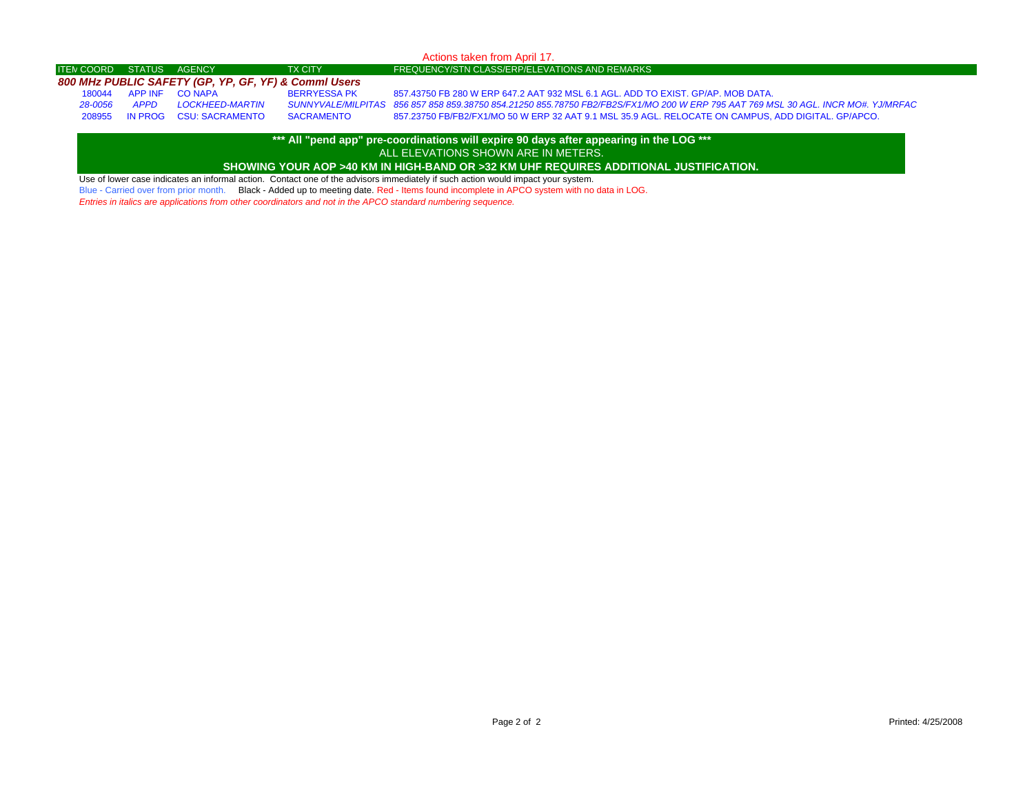Actions taken from April 17.

| ITEM COORD | STATUS | AGENCY | TX CITY | FREQUENCY/STN CLASS/ERP/ELEVATIONS AND REMARKS |
|---|---|---|---|---|
| ***800 MHz PUBLIC SAFETY (GP, YP, GF, YF) & Comml Users*** | | | | |
| 180044 | APP INF | CO NAPA | BERRYESSA PK | 857.43750 FB 280 W ERP 647.2 AAT 932 MSL 6.1 AGL. ADD TO EXIST. GP/AP. MOB DATA. |
| *28-0056* | *APPD* | *LOCKHEED-MARTIN* | *SUNNYVALE/MILPITAS* | *856 857 858 859.38750 854.21250 855.78750 FB2/FB2S/FX1/MO 200 W ERP 795 AAT 769 MSL 30 AGL. INCR MO#. YJ/MRFAC* |
| 208955 | IN PROG | CSU: SACRAMENTO | SACRAMENTO | 857.23750 FB/FB2/FX1/MO 50 W ERP 32 AAT 9.1 MSL 35.9 AGL. RELOCATE ON CAMPUS, ADD DIGITAL. GP/APCO. |

**\*\*\* All "pend app" pre-coordinations will expire 90 days after appearing in the LOG \*\*\***

ALL ELEVATIONS SHOWN ARE IN METERS.

**SHOWING YOUR AOP >40 KM IN HIGH-BAND OR >32 KM UHF REQUIRES ADDITIONAL JUSTIFICATION.**

Use of lower case indicates an informal action. Contact one of the advisors immediately if such action would impact your system.

Blue - Carried over from prior month. Black - Added up to meeting date. Red - Items found incomplete in APCO system with no data in LOG.

*Entries in italics are applications from other coordinators and not in the APCO standard numbering sequence.*

Printed: 4/25/2008